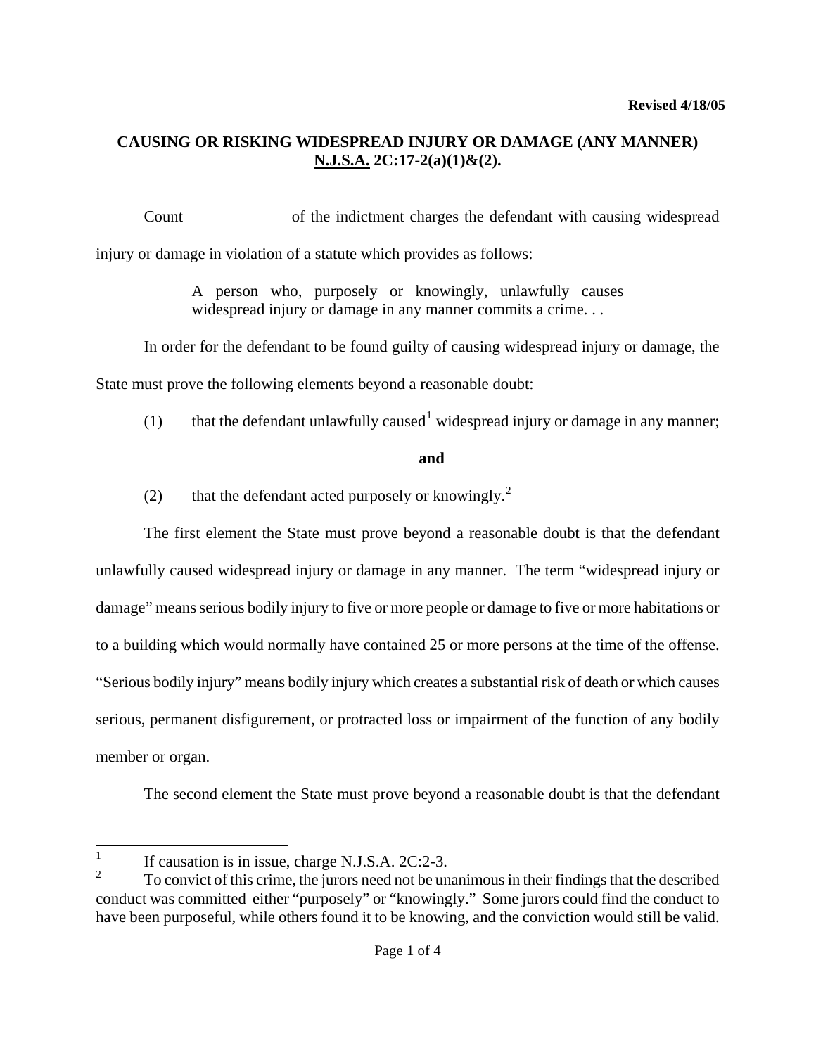**Revised 4/18/05**

## CAUSING OR RISKING WIDESPREAD INJURY OR DAMAGE (ANY MANNER) N.J.S.A. 2C:17-2(a)(1)&(2).

Count ____________ of the indictment charges the defendant with causing widespread injury or damage in violation of a statute which provides as follows:

> A person who, purposely or knowingly, unlawfully causes widespread injury or damage in any manner commits a crime. . .

In order for the defendant to be found guilty of causing widespread injury or damage, the State must prove the following elements beyond a reasonable doubt:

(1) that the defendant unlawfully caused[1] widespread injury or damage in any manner;

**and**

(2) that the defendant acted purposely or knowingly.[2]

The first element the State must prove beyond a reasonable doubt is that the defendant unlawfully caused widespread injury or damage in any manner. The term "widespread injury or damage" means serious bodily injury to five or more people or damage to five or more habitations or to a building which would normally have contained 25 or more persons at the time of the offense. "Serious bodily injury" means bodily injury which creates a substantial risk of death or which causes serious, permanent disfigurement, or protracted loss or impairment of the function of any bodily member or organ.

The second element the State must prove beyond a reasonable doubt is that the defendant

---

[1] If causation is in issue, charge N.J.S.A. 2C:2-3.

[2] To convict of this crime, the jurors need not be unanimous in their findings that the described conduct was committed either "purposely" or "knowingly." Some jurors could find the conduct to have been purposeful, while others found it to be knowing, and the conviction would still be valid.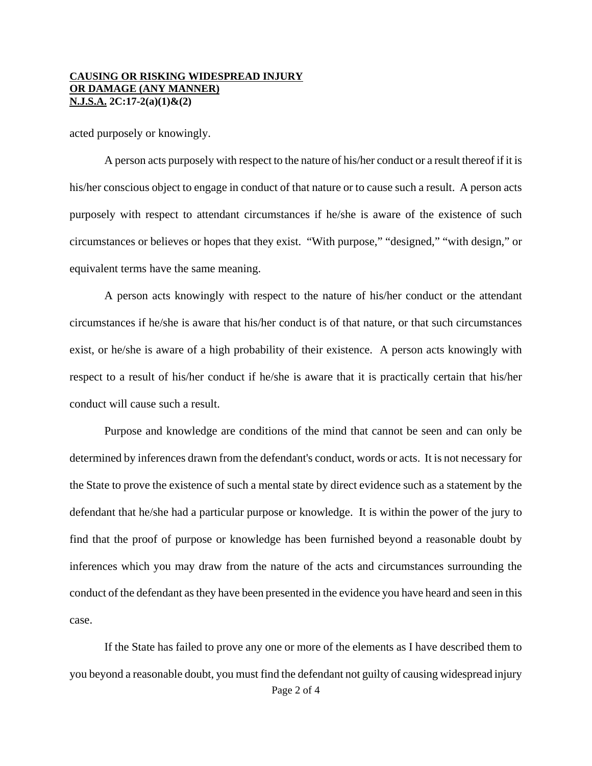acted purposely or knowingly.

A person acts purposely with respect to the nature of his/her conduct or a result thereof if it is his/her conscious object to engage in conduct of that nature or to cause such a result. A person acts purposely with respect to attendant circumstances if he/she is aware of the existence of such circumstances or believes or hopes that they exist. "With purpose," "designed," "with design," or equivalent terms have the same meaning.

A person acts knowingly with respect to the nature of his/her conduct or the attendant circumstances if he/she is aware that his/her conduct is of that nature, or that such circumstances exist, or he/she is aware of a high probability of their existence. A person acts knowingly with respect to a result of his/her conduct if he/she is aware that it is practically certain that his/her conduct will cause such a result.

Purpose and knowledge are conditions of the mind that cannot be seen and can only be determined by inferences drawn from the defendant's conduct, words or acts. It is not necessary for the State to prove the existence of such a mental state by direct evidence such as a statement by the defendant that he/she had a particular purpose or knowledge. It is within the power of the jury to find that the proof of purpose or knowledge has been furnished beyond a reasonable doubt by inferences which you may draw from the nature of the acts and circumstances surrounding the conduct of the defendant as they have been presented in the evidence you have heard and seen in this case.

If the State has failed to prove any one or more of the elements as I have described them to you beyond a reasonable doubt, you must find the defendant not guilty of causing widespread injury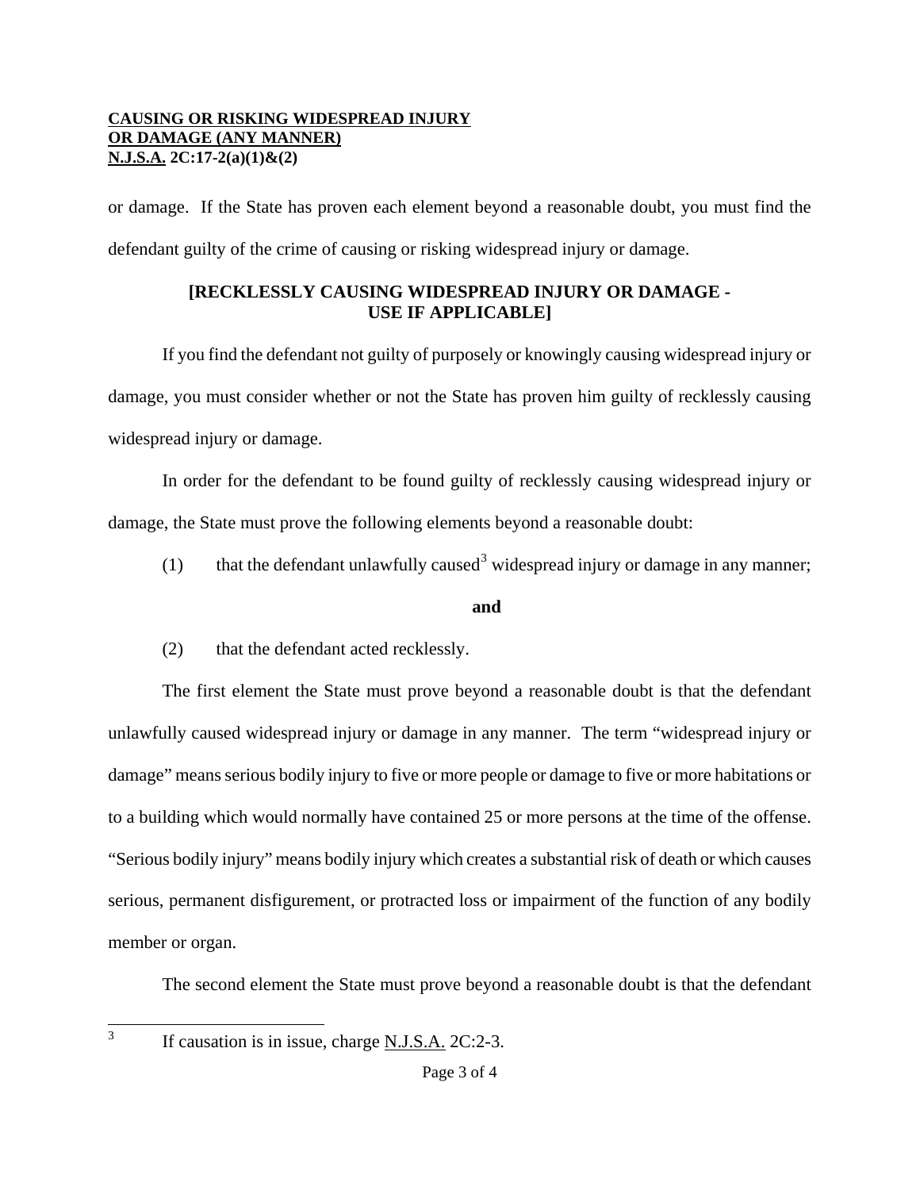or damage. If the State has proven each element beyond a reasonable doubt, you must find the defendant guilty of the crime of causing or risking widespread injury or damage.

**[RECKLESSLY CAUSING WIDESPREAD INJURY OR DAMAGE - USE IF APPLICABLE]**

If you find the defendant not guilty of purposely or knowingly causing widespread injury or damage, you must consider whether or not the State has proven him guilty of recklessly causing widespread injury or damage.

In order for the defendant to be found guilty of recklessly causing widespread injury or damage, the State must prove the following elements beyond a reasonable doubt:

(1) that the defendant unlawfully caused[3] widespread injury or damage in any manner;

**and**

(2) that the defendant acted recklessly.

The first element the State must prove beyond a reasonable doubt is that the defendant unlawfully caused widespread injury or damage in any manner. The term "widespread injury or damage" means serious bodily injury to five or more people or damage to five or more habitations or to a building which would normally have contained 25 or more persons at the time of the offense. "Serious bodily injury" means bodily injury which creates a substantial risk of death or which causes serious, permanent disfigurement, or protracted loss or impairment of the function of any bodily member or organ.

The second element the State must prove beyond a reasonable doubt is that the defendant

---

[3] If causation is in issue, charge N.J.S.A. 2C:2-3.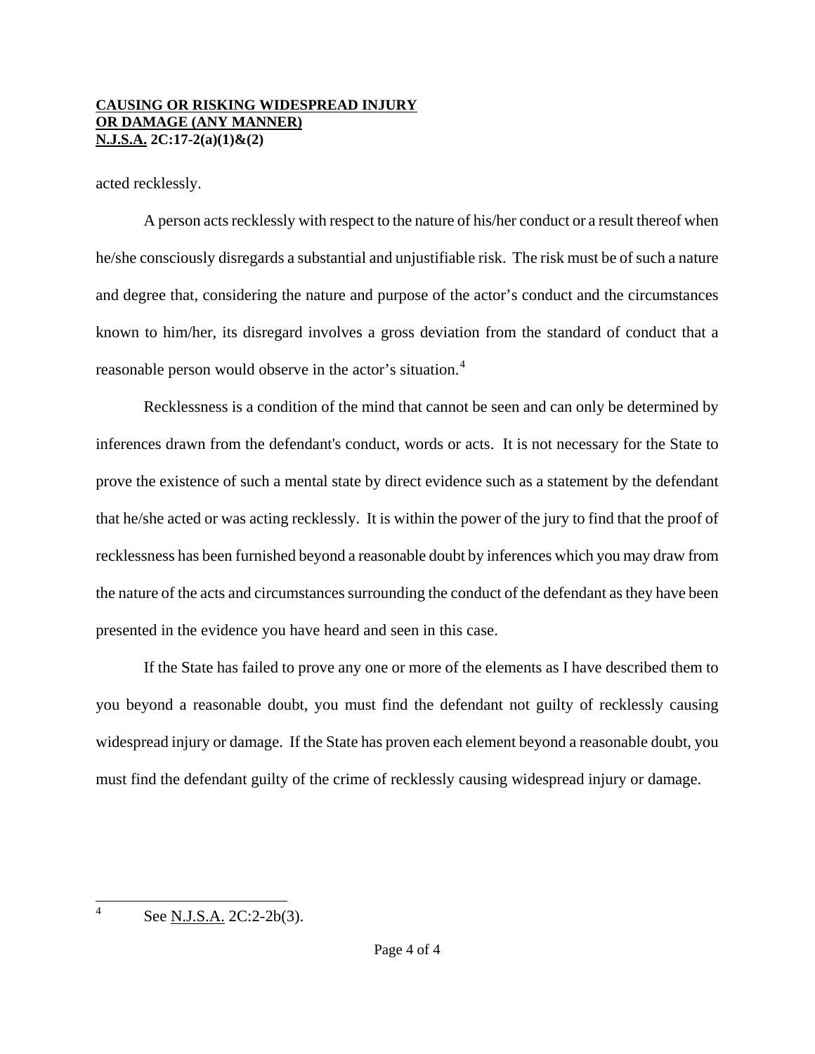acted recklessly.

A person acts recklessly with respect to the nature of his/her conduct or a result thereof when he/she consciously disregards a substantial and unjustifiable risk. The risk must be of such a nature and degree that, considering the nature and purpose of the actor's conduct and the circumstances known to him/her, its disregard involves a gross deviation from the standard of conduct that a reasonable person would observe in the actor's situation.[4]

Recklessness is a condition of the mind that cannot be seen and can only be determined by inferences drawn from the defendant's conduct, words or acts. It is not necessary for the State to prove the existence of such a mental state by direct evidence such as a statement by the defendant that he/she acted or was acting recklessly. It is within the power of the jury to find that the proof of recklessness has been furnished beyond a reasonable doubt by inferences which you may draw from the nature of the acts and circumstances surrounding the conduct of the defendant as they have been presented in the evidence you have heard and seen in this case.

If the State has failed to prove any one or more of the elements as I have described them to you beyond a reasonable doubt, you must find the defendant not guilty of recklessly causing widespread injury or damage. If the State has proven each element beyond a reasonable doubt, you must find the defendant guilty of the crime of recklessly causing widespread injury or damage.

---

[4] See N.J.S.A. 2C:2-2b(3).